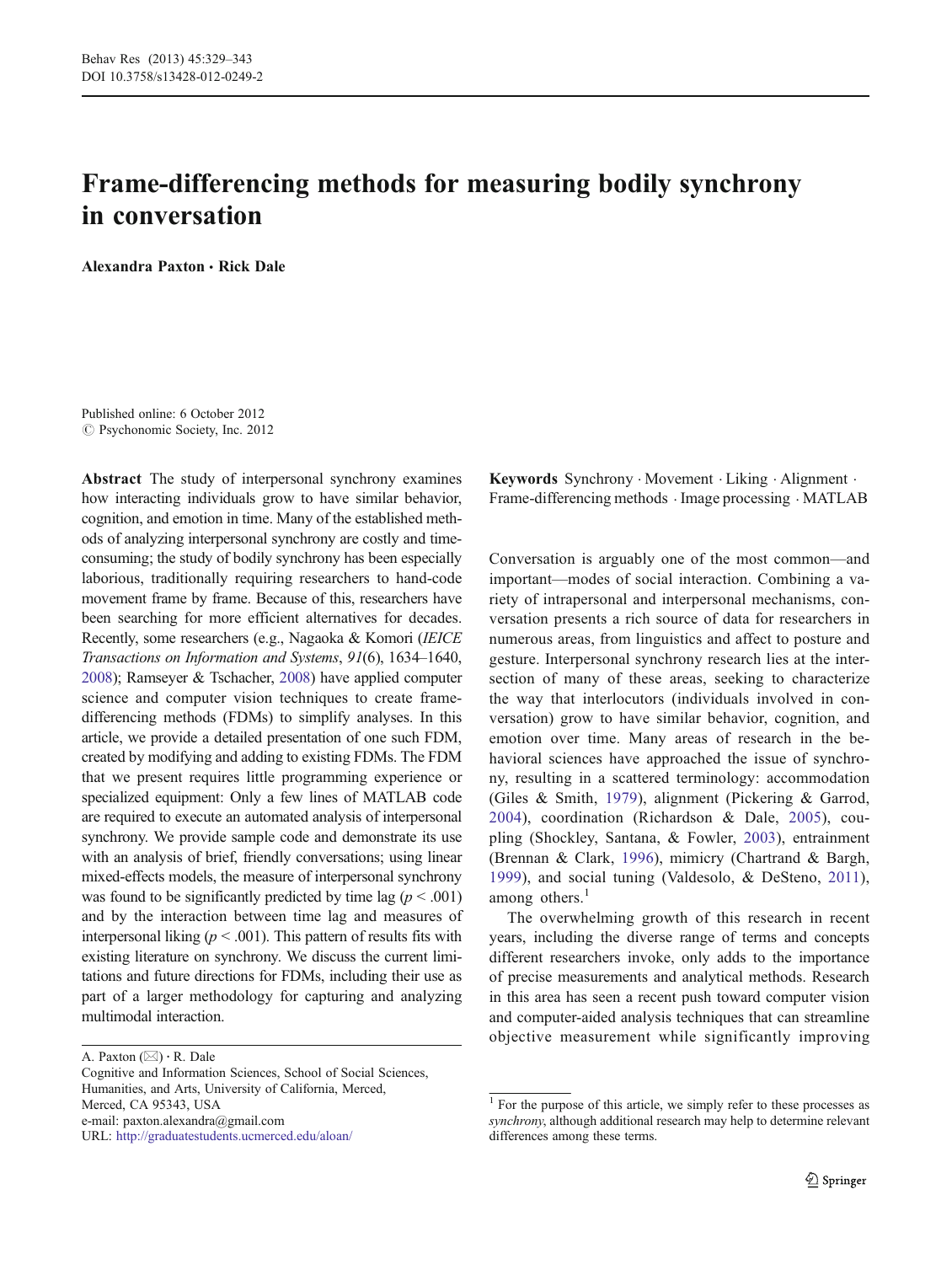// Behav Res (2013) 45:329–343 header omitted? It's journal metadata; omit.

# Frame-differencing methods for measuring bodily synchrony in conversation

**Alexandra Paxton · Rick Dale**

Published online: 6 October 2012
© Psychonomic Society, Inc. 2012

**Abstract** The study of interpersonal synchrony examines how interacting individuals grow to have similar behavior, cognition, and emotion in time. Many of the established methods of analyzing interpersonal synchrony are costly and time-consuming; the study of bodily synchrony has been especially laborious, traditionally requiring researchers to hand-code movement frame by frame. Because of this, researchers have been searching for more efficient alternatives for decades. Recently, some researchers (e.g., Nagaoka & Komori (*IEICE Transactions on Information and Systems*, *91*(6), 1634–1640, 2008); Ramseyer & Tschacher, 2008) have applied computer science and computer vision techniques to create frame-differencing methods (FDMs) to simplify analyses. In this article, we provide a detailed presentation of one such FDM, created by modifying and adding to existing FDMs. The FDM that we present requires little programming experience or specialized equipment: Only a few lines of MATLAB code are required to execute an automated analysis of interpersonal synchrony. We provide sample code and demonstrate its use with an analysis of brief, friendly conversations; using linear mixed-effects models, the measure of interpersonal synchrony was found to be significantly predicted by time lag ($p < .001$) and by the interaction between time lag and measures of interpersonal liking ($p < .001$). This pattern of results fits with existing literature on synchrony. We discuss the current limitations and future directions for FDMs, including their use as part of a larger methodology for capturing and analyzing multimodal interaction.

**Keywords** Synchrony · Movement · Liking · Alignment · Frame-differencing methods · Image processing · MATLAB

A. Paxton (✉) · R. Dale
Cognitive and Information Sciences, School of Social Sciences, Humanities, and Arts, University of California, Merced, Merced, CA 95343, USA
e-mail: paxton.alexandra@gmail.com
URL: http://graduatestudents.ucmerced.edu/aloan/

Conversation is arguably one of the most common—and important—modes of social interaction. Combining a variety of intrapersonal and interpersonal mechanisms, conversation presents a rich source of data for researchers in numerous areas, from linguistics and affect to posture and gesture. Interpersonal synchrony research lies at the intersection of many of these areas, seeking to characterize the way that interlocutors (individuals involved in conversation) grow to have similar behavior, cognition, and emotion over time. Many areas of research in the behavioral sciences have approached the issue of synchrony, resulting in a scattered terminology: accommodation (Giles & Smith, 1979), alignment (Pickering & Garrod, 2004), coordination (Richardson & Dale, 2005), coupling (Shockley, Santana, & Fowler, 2003), entrainment (Brennan & Clark, 1996), mimicry (Chartrand & Bargh, 1999), and social tuning (Valdesolo, & DeSteno, 2011), among others.[1]

The overwhelming growth of this research in recent years, including the diverse range of terms and concepts different researchers invoke, only adds to the importance of precise measurements and analytical methods. Research in this area has seen a recent push toward computer vision and computer-aided analysis techniques that can streamline objective measurement while significantly improving

[1] For the purpose of this article, we simply refer to these processes as *synchrony*, although additional research may help to determine relevant differences among these terms.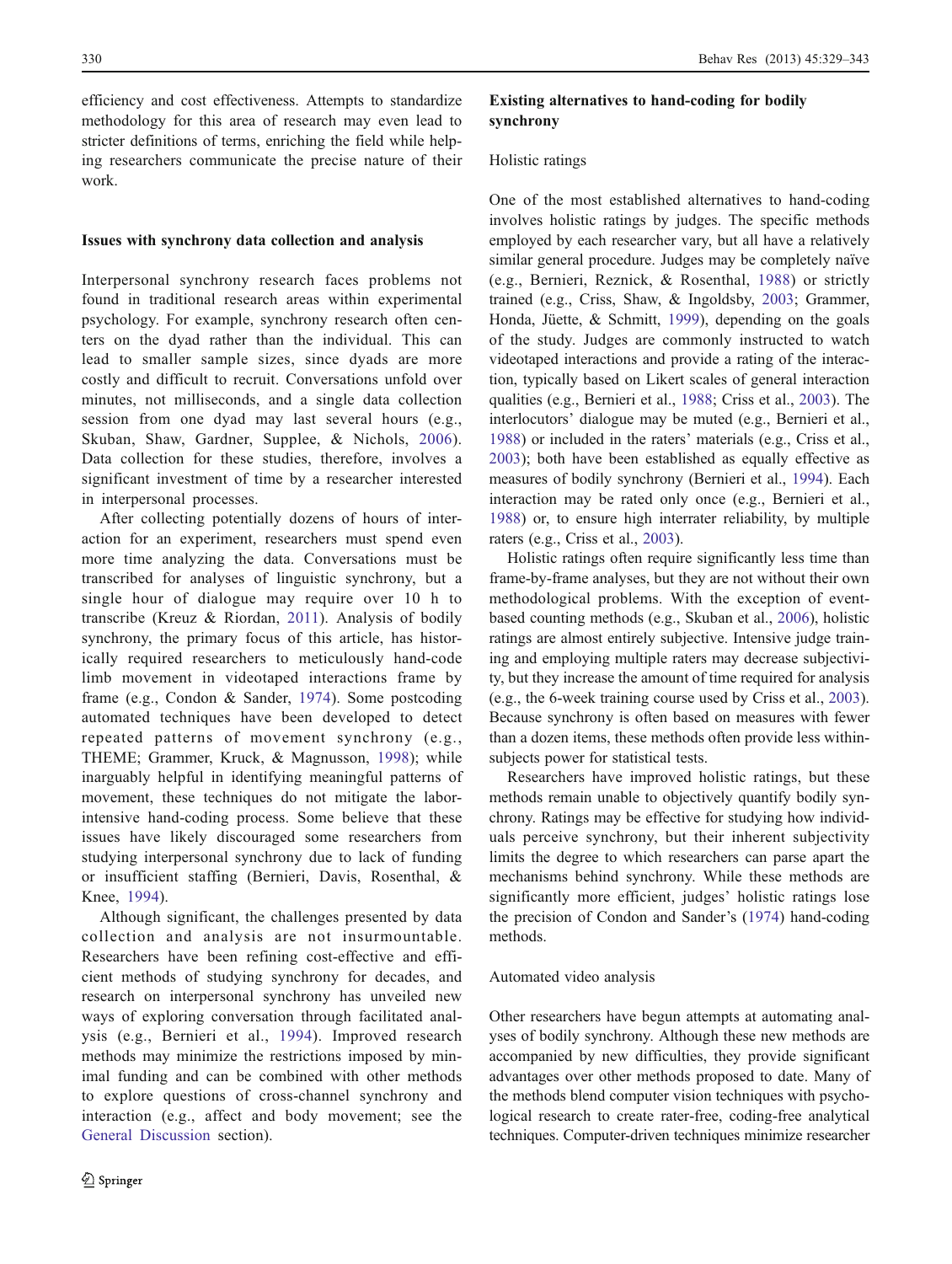efficiency and cost effectiveness. Attempts to standardize methodology for this area of research may even lead to stricter definitions of terms, enriching the field while helping researchers communicate the precise nature of their work.

### Issues with synchrony data collection and analysis

Interpersonal synchrony research faces problems not found in traditional research areas within experimental psychology. For example, synchrony research often centers on the dyad rather than the individual. This can lead to smaller sample sizes, since dyads are more costly and difficult to recruit. Conversations unfold over minutes, not milliseconds, and a single data collection session from one dyad may last several hours (e.g., Skuban, Shaw, Gardner, Supplee, & Nichols, 2006). Data collection for these studies, therefore, involves a significant investment of time by a researcher interested in interpersonal processes.

After collecting potentially dozens of hours of interaction for an experiment, researchers must spend even more time analyzing the data. Conversations must be transcribed for analyses of linguistic synchrony, but a single hour of dialogue may require over 10 h to transcribe (Kreuz & Riordan, 2011). Analysis of bodily synchrony, the primary focus of this article, has historically required researchers to meticulously hand-code limb movement in videotaped interactions frame by frame (e.g., Condon & Sander, 1974). Some postcoding automated techniques have been developed to detect repeated patterns of movement synchrony (e.g., THEME; Grammer, Kruck, & Magnusson, 1998); while inarguably helpful in identifying meaningful patterns of movement, these techniques do not mitigate the labor-intensive hand-coding process. Some believe that these issues have likely discouraged some researchers from studying interpersonal synchrony due to lack of funding or insufficient staffing (Bernieri, Davis, Rosenthal, & Knee, 1994).

Although significant, the challenges presented by data collection and analysis are not insurmountable. Researchers have been refining cost-effective and efficient methods of studying synchrony for decades, and research on interpersonal synchrony has unveiled new ways of exploring conversation through facilitated analysis (e.g., Bernieri et al., 1994). Improved research methods may minimize the restrictions imposed by minimal funding and can be combined with other methods to explore questions of cross-channel synchrony and interaction (e.g., affect and body movement; see the General Discussion section).

### Existing alternatives to hand-coding for bodily synchrony

#### Holistic ratings

One of the most established alternatives to hand-coding involves holistic ratings by judges. The specific methods employed by each researcher vary, but all have a relatively similar general procedure. Judges may be completely naïve (e.g., Bernieri, Reznick, & Rosenthal, 1988) or strictly trained (e.g., Criss, Shaw, & Ingoldsby, 2003; Grammer, Honda, Jüette, & Schmitt, 1999), depending on the goals of the study. Judges are commonly instructed to watch videotaped interactions and provide a rating of the interaction, typically based on Likert scales of general interaction qualities (e.g., Bernieri et al., 1988; Criss et al., 2003). The interlocutors' dialogue may be muted (e.g., Bernieri et al., 1988) or included in the raters' materials (e.g., Criss et al., 2003); both have been established as equally effective as measures of bodily synchrony (Bernieri et al., 1994). Each interaction may be rated only once (e.g., Bernieri et al., 1988) or, to ensure high interrater reliability, by multiple raters (e.g., Criss et al., 2003).

Holistic ratings often require significantly less time than frame-by-frame analyses, but they are not without their own methodological problems. With the exception of event-based counting methods (e.g., Skuban et al., 2006), holistic ratings are almost entirely subjective. Intensive judge training and employing multiple raters may decrease subjectivity, but they increase the amount of time required for analysis (e.g., the 6-week training course used by Criss et al., 2003). Because synchrony is often based on measures with fewer than a dozen items, these methods often provide less within-subjects power for statistical tests.

Researchers have improved holistic ratings, but these methods remain unable to objectively quantify bodily synchrony. Ratings may be effective for studying how individuals perceive synchrony, but their inherent subjectivity limits the degree to which researchers can parse apart the mechanisms behind synchrony. While these methods are significantly more efficient, judges' holistic ratings lose the precision of Condon and Sander's (1974) hand-coding methods.

#### Automated video analysis

Other researchers have begun attempts at automating analyses of bodily synchrony. Although these new methods are accompanied by new difficulties, they provide significant advantages over other methods proposed to date. Many of the methods blend computer vision techniques with psychological research to create rater-free, coding-free analytical techniques. Computer-driven techniques minimize researcher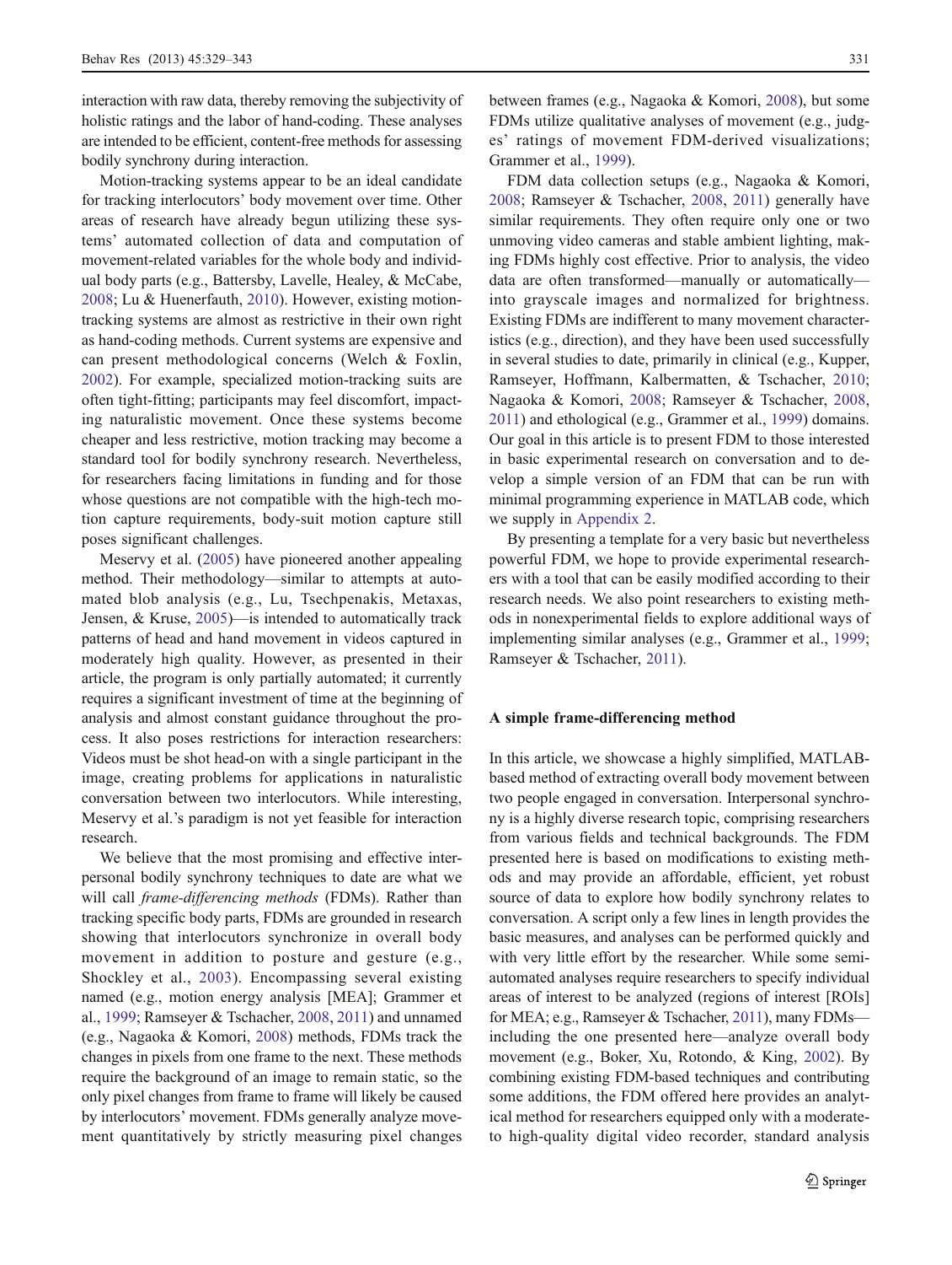interaction with raw data, thereby removing the subjectivity of holistic ratings and the labor of hand-coding. These analyses are intended to be efficient, content-free methods for assessing bodily synchrony during interaction.

Motion-tracking systems appear to be an ideal candidate for tracking interlocutors' body movement over time. Other areas of research have already begun utilizing these systems' automated collection of data and computation of movement-related variables for the whole body and individual body parts (e.g., Battersby, Lavelle, Healey, & McCabe, 2008; Lu & Huenerfauth, 2010). However, existing motion-tracking systems are almost as restrictive in their own right as hand-coding methods. Current systems are expensive and can present methodological concerns (Welch & Foxlin, 2002). For example, specialized motion-tracking suits are often tight-fitting; participants may feel discomfort, impacting naturalistic movement. Once these systems become cheaper and less restrictive, motion tracking may become a standard tool for bodily synchrony research. Nevertheless, for researchers facing limitations in funding and for those whose questions are not compatible with the high-tech motion capture requirements, body-suit motion capture still poses significant challenges.

Meservy et al. (2005) have pioneered another appealing method. Their methodology—similar to attempts at automated blob analysis (e.g., Lu, Tsechpenakis, Metaxas, Jensen, & Kruse, 2005)—is intended to automatically track patterns of head and hand movement in videos captured in moderately high quality. However, as presented in their article, the program is only partially automated; it currently requires a significant investment of time at the beginning of analysis and almost constant guidance throughout the process. It also poses restrictions for interaction researchers: Videos must be shot head-on with a single participant in the image, creating problems for applications in naturalistic conversation between two interlocutors. While interesting, Meservy et al.'s paradigm is not yet feasible for interaction research.

We believe that the most promising and effective interpersonal bodily synchrony techniques to date are what we will call *frame-differencing methods* (FDMs). Rather than tracking specific body parts, FDMs are grounded in research showing that interlocutors synchronize in overall body movement in addition to posture and gesture (e.g., Shockley et al., 2003). Encompassing several existing named (e.g., motion energy analysis [MEA]; Grammer et al., 1999; Ramseyer & Tschacher, 2008, 2011) and unnamed (e.g., Nagaoka & Komori, 2008) methods, FDMs track the changes in pixels from one frame to the next. These methods require the background of an image to remain static, so the only pixel changes from frame to frame will likely be caused by interlocutors' movement. FDMs generally analyze movement quantitatively by strictly measuring pixel changes between frames (e.g., Nagaoka & Komori, 2008), but some FDMs utilize qualitative analyses of movement (e.g., judges' ratings of movement FDM-derived visualizations; Grammer et al., 1999).

FDM data collection setups (e.g., Nagaoka & Komori, 2008; Ramseyer & Tschacher, 2008, 2011) generally have similar requirements. They often require only one or two unmoving video cameras and stable ambient lighting, making FDMs highly cost effective. Prior to analysis, the video data are often transformed—manually or automatically—into grayscale images and normalized for brightness. Existing FDMs are indifferent to many movement characteristics (e.g., direction), and they have been used successfully in several studies to date, primarily in clinical (e.g., Kupper, Ramseyer, Hoffmann, Kalbermatten, & Tschacher, 2010; Nagaoka & Komori, 2008; Ramseyer & Tschacher, 2008, 2011) and ethological (e.g., Grammer et al., 1999) domains. Our goal in this article is to present FDM to those interested in basic experimental research on conversation and to develop a simple version of an FDM that can be run with minimal programming experience in MATLAB code, which we supply in Appendix 2.

By presenting a template for a very basic but nevertheless powerful FDM, we hope to provide experimental researchers with a tool that can be easily modified according to their research needs. We also point researchers to existing methods in nonexperimental fields to explore additional ways of implementing similar analyses (e.g., Grammer et al., 1999; Ramseyer & Tschacher, 2011).

## A simple frame-differencing method

In this article, we showcase a highly simplified, MATLAB-based method of extracting overall body movement between two people engaged in conversation. Interpersonal synchrony is a highly diverse research topic, comprising researchers from various fields and technical backgrounds. The FDM presented here is based on modifications to existing methods and may provide an affordable, efficient, yet robust source of data to explore how bodily synchrony relates to conversation. A script only a few lines in length provides the basic measures, and analyses can be performed quickly and with very little effort by the researcher. While some semi-automated analyses require researchers to specify individual areas of interest to be analyzed (regions of interest [ROIs] for MEA; e.g., Ramseyer & Tschacher, 2011), many FDMs—including the one presented here—analyze overall body movement (e.g., Boker, Xu, Rotondo, & King, 2002). By combining existing FDM-based techniques and contributing some additions, the FDM offered here provides an analytical method for researchers equipped only with a moderate- to high-quality digital video recorder, standard analysis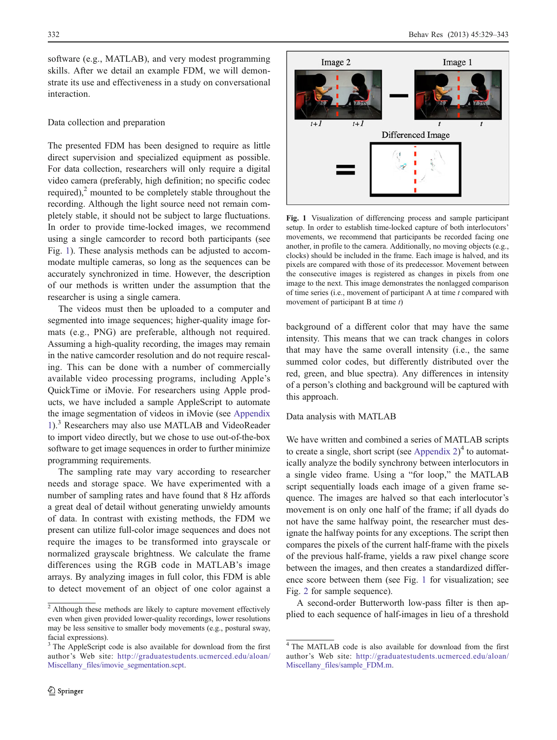software (e.g., MATLAB), and very modest programming skills. After we detail an example FDM, we will demonstrate its use and effectiveness in a study on conversational interaction.

## Data collection and preparation

The presented FDM has been designed to require as little direct supervision and specialized equipment as possible. For data collection, researchers will only require a digital video camera (preferably, high definition; no specific codec required),[2] mounted to be completely stable throughout the recording. Although the light source need not remain completely stable, it should not be subject to large fluctuations. In order to provide time-locked images, we recommend using a single camcorder to record both participants (see Fig. 1). These analysis methods can be adjusted to accommodate multiple cameras, so long as the sequences can be accurately synchronized in time. However, the description of our methods is written under the assumption that the researcher is using a single camera.

The videos must then be uploaded to a computer and segmented into image sequences; higher-quality image formats (e.g., PNG) are preferable, although not required. Assuming a high-quality recording, the images may remain in the native camcorder resolution and do not require rescaling. This can be done with a number of commercially available video processing programs, including Apple's QuickTime or iMovie. For researchers using Apple products, we have included a sample AppleScript to automate the image segmentation of videos in iMovie (see Appendix 1).[3] Researchers may also use MATLAB and VideoReader to import video directly, but we chose to use out-of-the-box software to get image sequences in order to further minimize programming requirements.

The sampling rate may vary according to researcher needs and storage space. We have experimented with a number of sampling rates and have found that 8 Hz affords a great deal of detail without generating unwieldy amounts of data. In contrast with existing methods, the FDM we present can utilize full-color image sequences and does not require the images to be transformed into grayscale and normalized grayscale brightness. We calculate the frame differences using the RGB code in MATLAB's image arrays. By analyzing images in full color, this FDM is able to detect movement of an object of one color against a background of a different color that may have the same intensity. This means that we can track changes in colors that may have the same overall intensity (i.e., the same summed color codes, but differently distributed over the red, green, and blue spectra). Any differences in intensity of a person's clothing and background will be captured with this approach.

**Fig. 1** Visualization of differencing process and sample participant setup. In order to establish time-locked capture of both interlocutors' movements, we recommend that participants be recorded facing one another, in profile to the camera. Additionally, no moving objects (e.g., clocks) should be included in the frame. Each image is halved, and its pixels are compared with those of its predecessor. Movement between the consecutive images is registered as changes in pixels from one image to the next. This image demonstrates the nonlagged comparison of time series (i.e., movement of participant A at time *t* compared with movement of participant B at time *t*)

## Data analysis with MATLAB

We have written and combined a series of MATLAB scripts to create a single, short script (see Appendix 2)[4] to automatically analyze the bodily synchrony between interlocutors in a single video frame. Using a "for loop," the MATLAB script sequentially loads each image of a given frame sequence. The images are halved so that each interlocutor's movement is on only one half of the frame; if all dyads do not have the same halfway point, the researcher must designate the halfway points for any exceptions. The script then compares the pixels of the current half-frame with the pixels of the previous half-frame, yields a raw pixel change score between the images, and then creates a standardized difference score between them (see Fig. 1 for visualization; see Fig. 2 for sample sequence).

A second-order Butterworth low-pass filter is then applied to each sequence of half-images in lieu of a threshold

---

[2] Although these methods are likely to capture movement effectively even when given provided lower-quality recordings, lower resolutions may be less sensitive to smaller body movements (e.g., postural sway, facial expressions).

[3] The AppleScript code is also available for download from the first author's Web site: http://graduatestudents.ucmerced.edu/aloan/Miscellany_files/imovie_segmentation.scpt.

[4] The MATLAB code is also available for download from the first author's Web site: http://graduatestudents.ucmerced.edu/aloan/Miscellany_files/sample_FDM.m.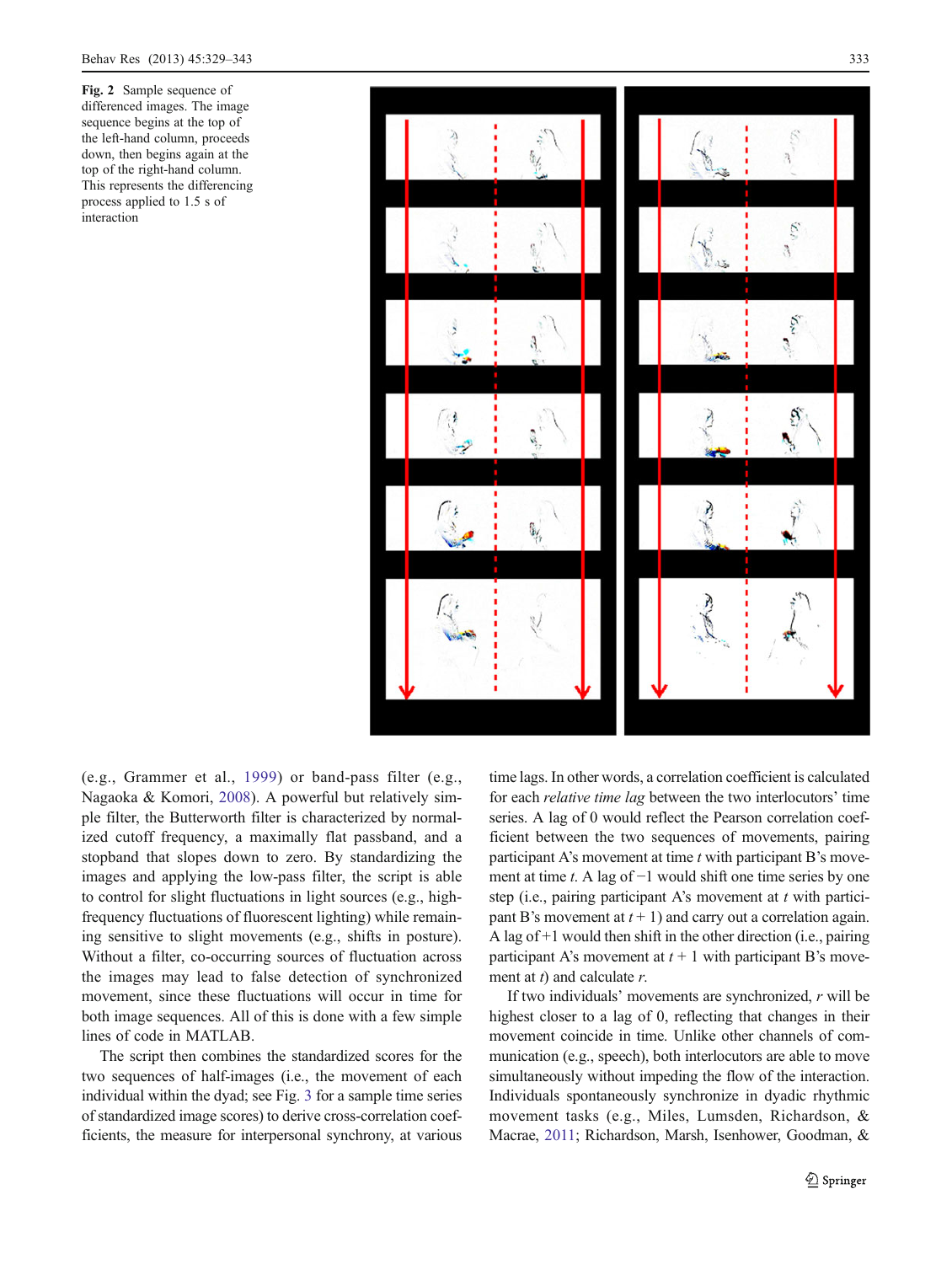**Fig. 2** Sample sequence of differenced images. The image sequence begins at the top of the left-hand column, proceeds down, then begins again at the top of the right-hand column. This represents the differencing process applied to 1.5 s of interaction

(e.g., Grammer et al., 1999) or band-pass filter (e.g., Nagaoka & Komori, 2008). A powerful but relatively simple filter, the Butterworth filter is characterized by normalized cutoff frequency, a maximally flat passband, and a stopband that slopes down to zero. By standardizing the images and applying the low-pass filter, the script is able to control for slight fluctuations in light sources (e.g., high-frequency fluctuations of fluorescent lighting) while remaining sensitive to slight movements (e.g., shifts in posture). Without a filter, co-occurring sources of fluctuation across the images may lead to false detection of synchronized movement, since these fluctuations will occur in time for both image sequences. All of this is done with a few simple lines of code in MATLAB.

The script then combines the standardized scores for the two sequences of half-images (i.e., the movement of each individual within the dyad; see Fig. 3 for a sample time series of standardized image scores) to derive cross-correlation coefficients, the measure for interpersonal synchrony, at various time lags. In other words, a correlation coefficient is calculated for each *relative time lag* between the two interlocutors' time series. A lag of 0 would reflect the Pearson correlation coefficient between the two sequences of movements, pairing participant A's movement at time $t$ with participant B's movement at time $t$. A lag of −1 would shift one time series by one step (i.e., pairing participant A's movement at $t$ with participant B's movement at $t + 1$) and carry out a correlation again. A lag of +1 would then shift in the other direction (i.e., pairing participant A's movement at $t + 1$ with participant B's movement at $t$) and calculate $r$.

If two individuals' movements are synchronized, $r$ will be highest closer to a lag of 0, reflecting that changes in their movement coincide in time. Unlike other channels of communication (e.g., speech), both interlocutors are able to move simultaneously without impeding the flow of the interaction. Individuals spontaneously synchronize in dyadic rhythmic movement tasks (e.g., Miles, Lumsden, Richardson, & Macrae, 2011; Richardson, Marsh, Isenhower, Goodman, &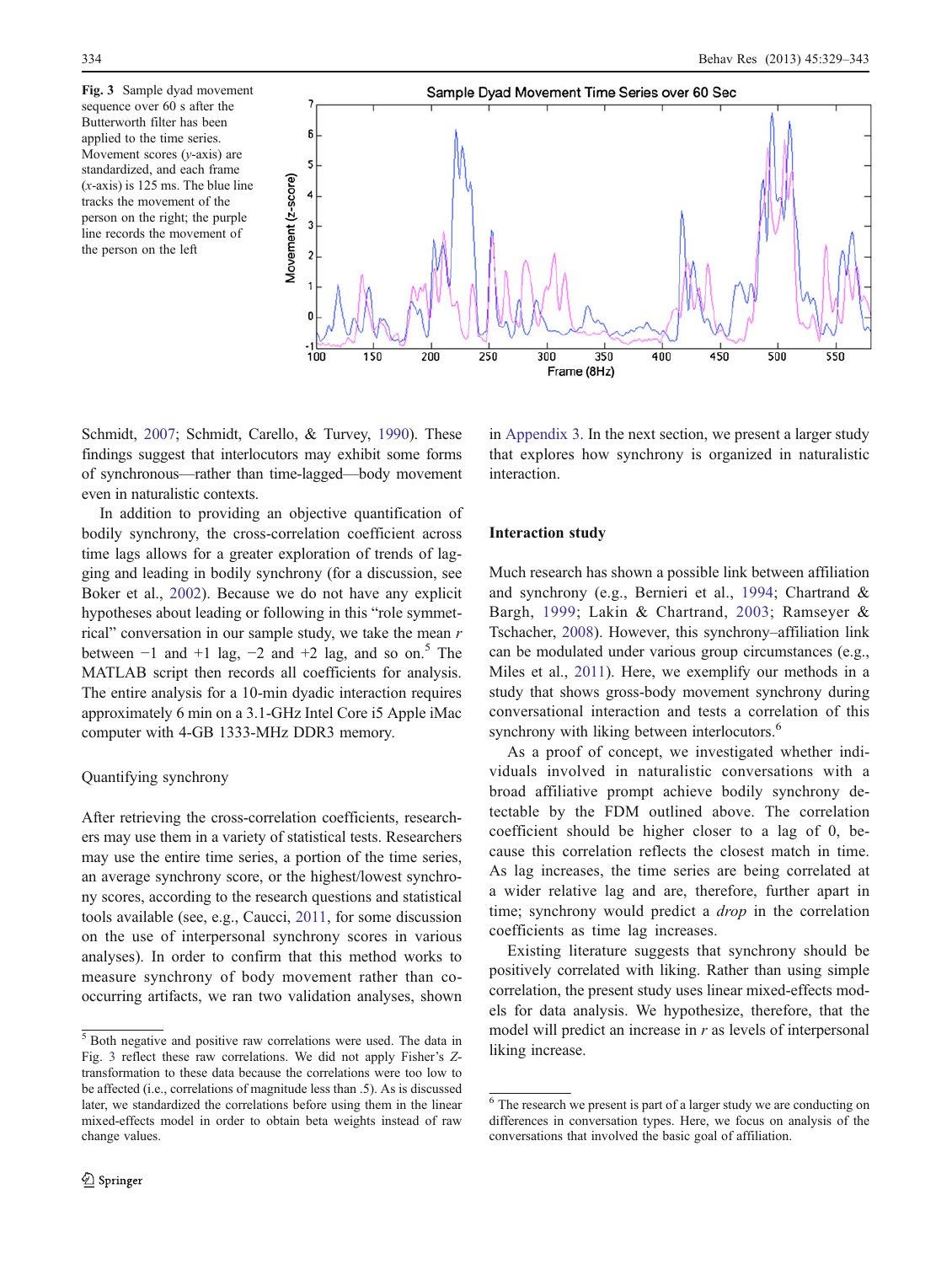Fig. 3 Sample dyad movement sequence over 60 s after the Butterworth filter has been applied to the time series. Movement scores (y-axis) are standardized, and each frame (x-axis) is 125 ms. The blue line tracks the movement of the person on the right; the purple line records the movement of the person on the left

Schmidt, 2007; Schmidt, Carello, & Turvey, 1990). These findings suggest that interlocutors may exhibit some forms of synchronous—rather than time-lagged—body movement even in naturalistic contexts.

In addition to providing an objective quantification of bodily synchrony, the cross-correlation coefficient across time lags allows for a greater exploration of trends of lagging and leading in bodily synchrony (for a discussion, see Boker et al., 2002). Because we do not have any explicit hypotheses about leading or following in this "role symmetrical" conversation in our sample study, we take the mean $r$ between −1 and +1 lag, −2 and +2 lag, and so on.[5] The MATLAB script then records all coefficients for analysis. The entire analysis for a 10-min dyadic interaction requires approximately 6 min on a 3.1-GHz Intel Core i5 Apple iMac computer with 4-GB 1333-MHz DDR3 memory.

### Quantifying synchrony

After retrieving the cross-correlation coefficients, researchers may use them in a variety of statistical tests. Researchers may use the entire time series, a portion of the time series, an average synchrony score, or the highest/lowest synchrony scores, according to the research questions and statistical tools available (see, e.g., Caucci, 2011, for some discussion on the use of interpersonal synchrony scores in various analyses). In order to confirm that this method works to measure synchrony of body movement rather than co-occurring artifacts, we ran two validation analyses, shown in Appendix 3. In the next section, we present a larger study that explores how synchrony is organized in naturalistic interaction.

## Interaction study

Much research has shown a possible link between affiliation and synchrony (e.g., Bernieri et al., 1994; Chartrand & Bargh, 1999; Lakin & Chartrand, 2003; Ramseyer & Tschacher, 2008). However, this synchrony–affiliation link can be modulated under various group circumstances (e.g., Miles et al., 2011). Here, we exemplify our methods in a study that shows gross-body movement synchrony during conversational interaction and tests a correlation of this synchrony with liking between interlocutors.[6]

As a proof of concept, we investigated whether individuals involved in naturalistic conversations with a broad affiliative prompt achieve bodily synchrony detectable by the FDM outlined above. The correlation coefficient should be higher closer to a lag of 0, because this correlation reflects the closest match in time. As lag increases, the time series are being correlated at a wider relative lag and are, therefore, further apart in time; synchrony would predict a *drop* in the correlation coefficients as time lag increases.

Existing literature suggests that synchrony should be positively correlated with liking. Rather than using simple correlation, the present study uses linear mixed-effects models for data analysis. We hypothesize, therefore, that the model will predict an increase in $r$ as levels of interpersonal liking increase.

[5] Both negative and positive raw correlations were used. The data in Fig. 3 reflect these raw correlations. We did not apply Fisher's Z-transformation to these data because the correlations were too low to be affected (i.e., correlations of magnitude less than .5). As is discussed later, we standardized the correlations before using them in the linear mixed-effects model in order to obtain beta weights instead of raw change values.

[6] The research we present is part of a larger study we are conducting on differences in conversation types. Here, we focus on analysis of the conversations that involved the basic goal of affiliation.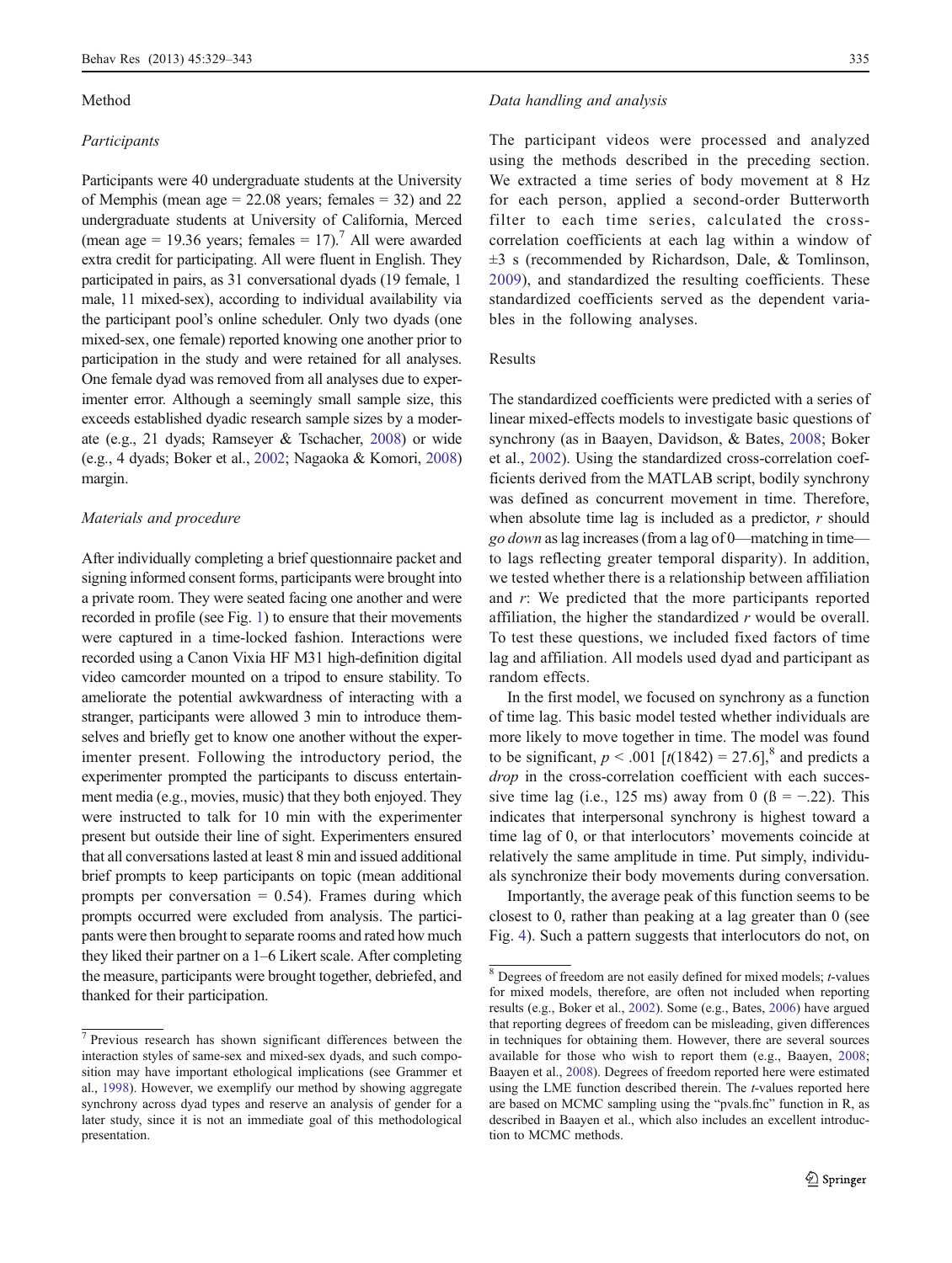## Method

### *Participants*

Participants were 40 undergraduate students at the University of Memphis (mean age = 22.08 years; females = 32) and 22 undergraduate students at University of California, Merced (mean age = 19.36 years; females = 17).[7] All were awarded extra credit for participating. All were fluent in English. They participated in pairs, as 31 conversational dyads (19 female, 1 male, 11 mixed-sex), according to individual availability via the participant pool's online scheduler. Only two dyads (one mixed-sex, one female) reported knowing one another prior to participation in the study and were retained for all analyses. One female dyad was removed from all analyses due to experimenter error. Although a seemingly small sample size, this exceeds established dyadic research sample sizes by a moderate (e.g., 21 dyads; Ramseyer & Tschacher, 2008) or wide (e.g., 4 dyads; Boker et al., 2002; Nagaoka & Komori, 2008) margin.

### *Materials and procedure*

After individually completing a brief questionnaire packet and signing informed consent forms, participants were brought into a private room. They were seated facing one another and were recorded in profile (see Fig. 1) to ensure that their movements were captured in a time-locked fashion. Interactions were recorded using a Canon Vixia HF M31 high-definition digital video camcorder mounted on a tripod to ensure stability. To ameliorate the potential awkwardness of interacting with a stranger, participants were allowed 3 min to introduce themselves and briefly get to know one another without the experimenter present. Following the introductory period, the experimenter prompted the participants to discuss entertainment media (e.g., movies, music) that they both enjoyed. They were instructed to talk for 10 min with the experimenter present but outside their line of sight. Experimenters ensured that all conversations lasted at least 8 min and issued additional brief prompts to keep participants on topic (mean additional prompts per conversation = 0.54). Frames during which prompts occurred were excluded from analysis. The participants were then brought to separate rooms and rated how much they liked their partner on a 1–6 Likert scale. After completing the measure, participants were brought together, debriefed, and thanked for their participation.

[7] Previous research has shown significant differences between the interaction styles of same-sex and mixed-sex dyads, and such composition may have important ethological implications (see Grammer et al., 1998). However, we exemplify our method by showing aggregate synchrony across dyad types and reserve an analysis of gender for a later study, since it is not an immediate goal of this methodological presentation.

### *Data handling and analysis*

The participant videos were processed and analyzed using the methods described in the preceding section. We extracted a time series of body movement at 8 Hz for each person, applied a second-order Butterworth filter to each time series, calculated the cross-correlation coefficients at each lag within a window of ±3 s (recommended by Richardson, Dale, & Tomlinson, 2009), and standardized the resulting coefficients. These standardized coefficients served as the dependent variables in the following analyses.

## Results

The standardized coefficients were predicted with a series of linear mixed-effects models to investigate basic questions of synchrony (as in Baayen, Davidson, & Bates, 2008; Boker et al., 2002). Using the standardized cross-correlation coefficients derived from the MATLAB script, bodily synchrony was defined as concurrent movement in time. Therefore, when absolute time lag is included as a predictor, $r$ should *go down* as lag increases (from a lag of 0—matching in time—to lags reflecting greater temporal disparity). In addition, we tested whether there is a relationship between affiliation and $r$: We predicted that the more participants reported affiliation, the higher the standardized $r$ would be overall. To test these questions, we included fixed factors of time lag and affiliation. All models used dyad and participant as random effects.

In the first model, we focused on synchrony as a function of time lag. This basic model tested whether individuals are more likely to move together in time. The model was found to be significant, $p < .001$ [$t(1842) = 27.6$],[8] and predicts a *drop* in the cross-correlation coefficient with each successive time lag (i.e., 125 ms) away from 0 ($\beta = -.22$). This indicates that interpersonal synchrony is highest toward a time lag of 0, or that interlocutors' movements coincide at relatively the same amplitude in time. Put simply, individuals synchronize their body movements during conversation.

Importantly, the average peak of this function seems to be closest to 0, rather than peaking at a lag greater than 0 (see Fig. 4). Such a pattern suggests that interlocutors do not, on

[8] Degrees of freedom are not easily defined for mixed models; *t*-values for mixed models, therefore, are often not included when reporting results (e.g., Boker et al., 2002). Some (e.g., Bates, 2006) have argued that reporting degrees of freedom can be misleading, given differences in techniques for obtaining them. However, there are several sources available for those who wish to report them (e.g., Baayen, 2008; Baayen et al., 2008). Degrees of freedom reported here were estimated using the LME function described therein. The *t*-values reported here are based on MCMC sampling using the "pvals.fnc" function in R, as described in Baayen et al., which also includes an excellent introduction to MCMC methods.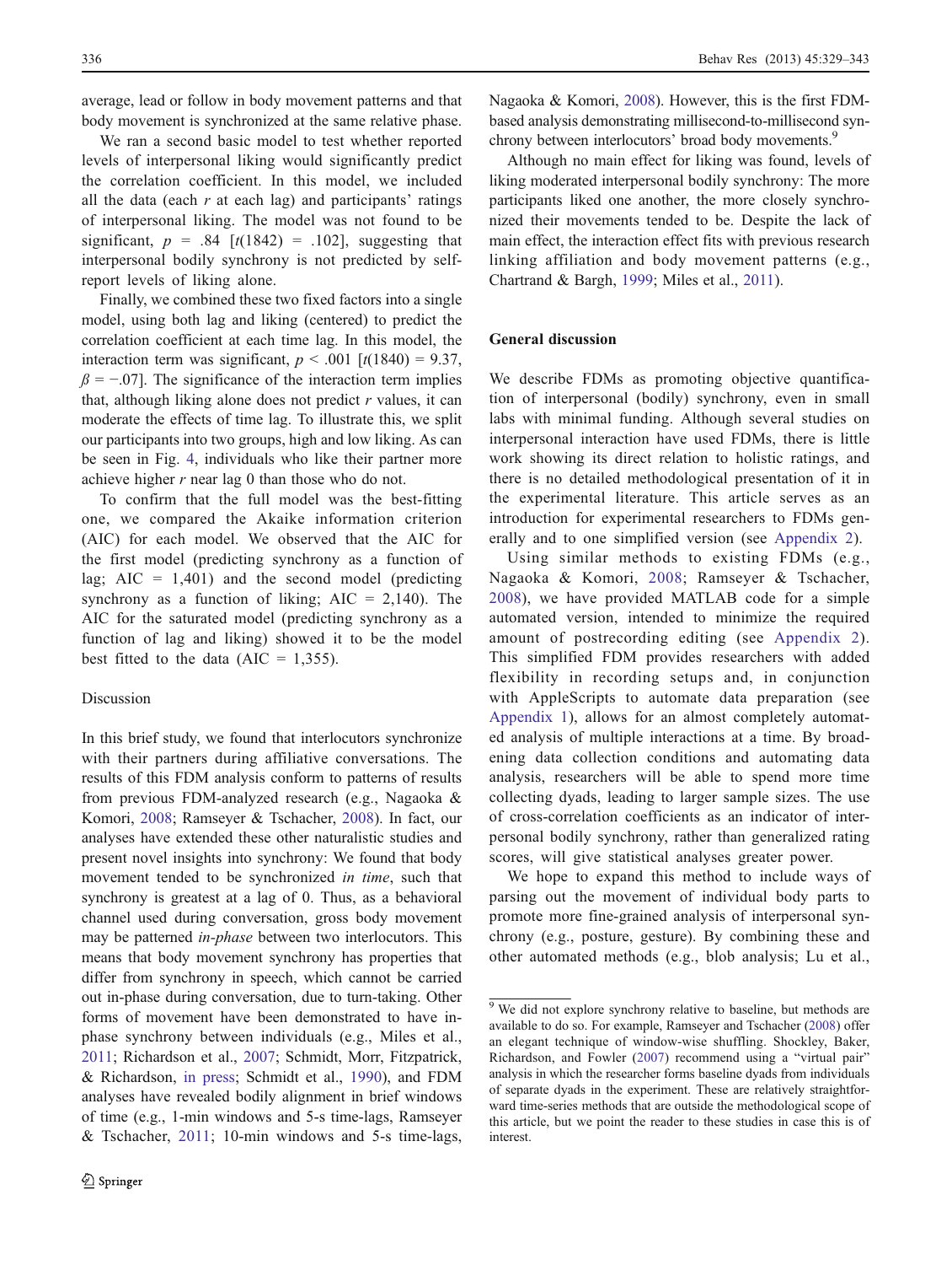average, lead or follow in body movement patterns and that body movement is synchronized at the same relative phase.

We ran a second basic model to test whether reported levels of interpersonal liking would significantly predict the correlation coefficient. In this model, we included all the data (each $r$ at each lag) and participants' ratings of interpersonal liking. The model was not found to be significant, $p = .84$ [$t(1842) = .102$], suggesting that interpersonal bodily synchrony is not predicted by self-report levels of liking alone.

Finally, we combined these two fixed factors into a single model, using both lag and liking (centered) to predict the correlation coefficient at each time lag. In this model, the interaction term was significant, $p < .001$ [$t(1840) = 9.37$, $\beta = -.07$]. The significance of the interaction term implies that, although liking alone does not predict $r$ values, it can moderate the effects of time lag. To illustrate this, we split our participants into two groups, high and low liking. As can be seen in Fig. 4, individuals who like their partner more achieve higher $r$ near lag 0 than those who do not.

To confirm that the full model was the best-fitting one, we compared the Akaike information criterion (AIC) for each model. We observed that the AIC for the first model (predicting synchrony as a function of lag; AIC = 1,401) and the second model (predicting synchrony as a function of liking; AIC = 2,140). The AIC for the saturated model (predicting synchrony as a function of lag and liking) showed it to be the model best fitted to the data (AIC = 1,355).

### Discussion

In this brief study, we found that interlocutors synchronize with their partners during affiliative conversations. The results of this FDM analysis conform to patterns of results from previous FDM-analyzed research (e.g., Nagaoka & Komori, 2008; Ramseyer & Tschacher, 2008). In fact, our analyses have extended these other naturalistic studies and present novel insights into synchrony: We found that body movement tended to be synchronized *in time*, such that synchrony is greatest at a lag of 0. Thus, as a behavioral channel used during conversation, gross body movement may be patterned *in-phase* between two interlocutors. This means that body movement synchrony has properties that differ from synchrony in speech, which cannot be carried out in-phase during conversation, due to turn-taking. Other forms of movement have been demonstrated to have in-phase synchrony between individuals (e.g., Miles et al., 2011; Richardson et al., 2007; Schmidt, Morr, Fitzpatrick, & Richardson, in press; Schmidt et al., 1990), and FDM analyses have revealed bodily alignment in brief windows of time (e.g., 1-min windows and 5-s time-lags, Ramseyer & Tschacher, 2011; 10-min windows and 5-s time-lags, Nagaoka & Komori, 2008). However, this is the first FDM-based analysis demonstrating millisecond-to-millisecond synchrony between interlocutors' broad body movements.[9]

Although no main effect for liking was found, levels of liking moderated interpersonal bodily synchrony: The more participants liked one another, the more closely synchronized their movements tended to be. Despite the lack of main effect, the interaction effect fits with previous research linking affiliation and body movement patterns (e.g., Chartrand & Bargh, 1999; Miles et al., 2011).

## General discussion

We describe FDMs as promoting objective quantification of interpersonal (bodily) synchrony, even in small labs with minimal funding. Although several studies on interpersonal interaction have used FDMs, there is little work showing its direct relation to holistic ratings, and there is no detailed methodological presentation of it in the experimental literature. This article serves as an introduction for experimental researchers to FDMs generally and to one simplified version (see Appendix 2).

Using similar methods to existing FDMs (e.g., Nagaoka & Komori, 2008; Ramseyer & Tschacher, 2008), we have provided MATLAB code for a simple automated version, intended to minimize the required amount of postrecording editing (see Appendix 2). This simplified FDM provides researchers with added flexibility in recording setups and, in conjunction with AppleScripts to automate data preparation (see Appendix 1), allows for an almost completely automated analysis of multiple interactions at a time. By broadening data collection conditions and automating data analysis, researchers will be able to spend more time collecting dyads, leading to larger sample sizes. The use of cross-correlation coefficients as an indicator of interpersonal bodily synchrony, rather than generalized rating scores, will give statistical analyses greater power.

We hope to expand this method to include ways of parsing out the movement of individual body parts to promote more fine-grained analysis of interpersonal synchrony (e.g., posture, gesture). By combining these and other automated methods (e.g., blob analysis; Lu et al.,

[9] We did not explore synchrony relative to baseline, but methods are available to do so. For example, Ramseyer and Tschacher (2008) offer an elegant technique of window-wise shuffling. Shockley, Baker, Richardson, and Fowler (2007) recommend using a "virtual pair" analysis in which the researcher forms baseline dyads from individuals of separate dyads in the experiment. These are relatively straightforward time-series methods that are outside the methodological scope of this article, but we point the reader to these studies in case this is of interest.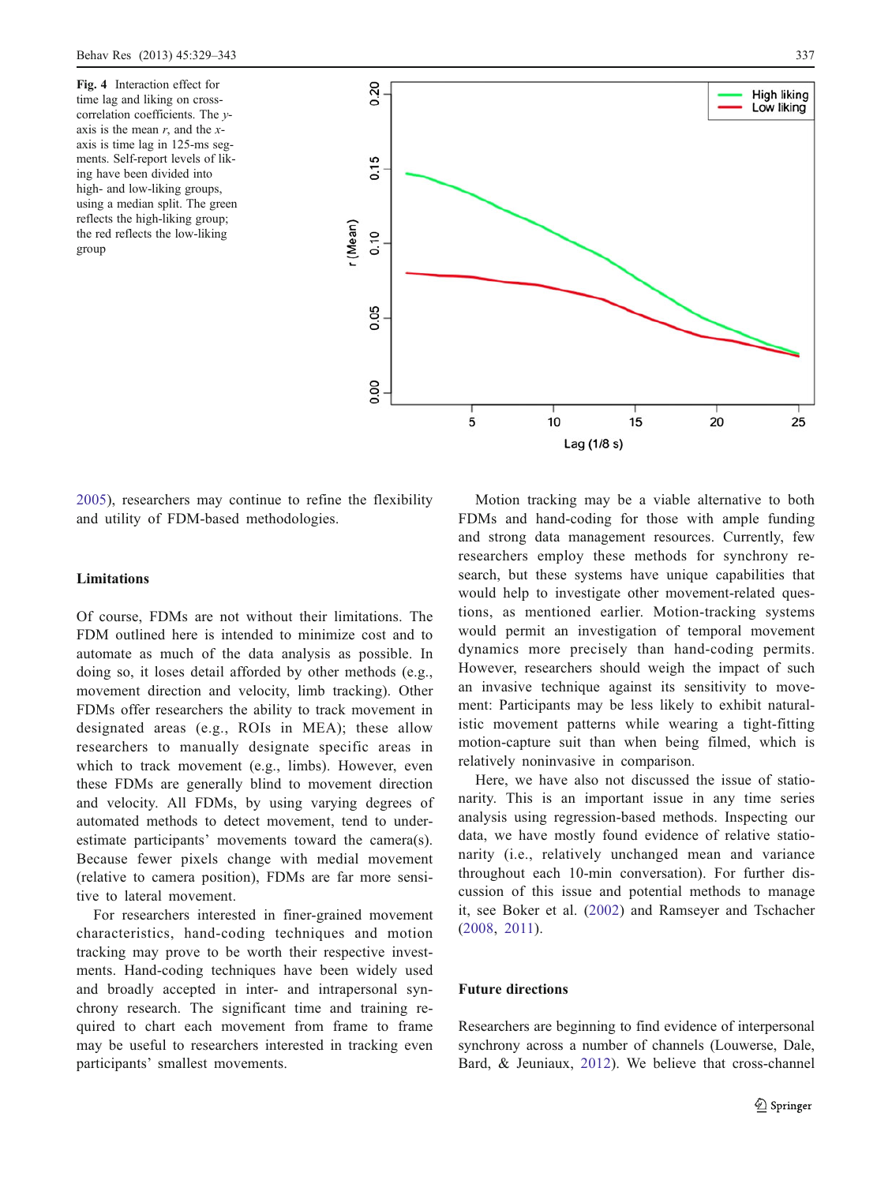**Fig. 4** Interaction effect for time lag and liking on cross-correlation coefficients. The *y*-axis is the mean *r*, and the *x*-axis is time lag in 125-ms segments. Self-report levels of liking have been divided into high- and low-liking groups, using a median split. The green reflects the high-liking group; the red reflects the low-liking group

2005), researchers may continue to refine the flexibility and utility of FDM-based methodologies.

### Limitations

Of course, FDMs are not without their limitations. The FDM outlined here is intended to minimize cost and to automate as much of the data analysis as possible. In doing so, it loses detail afforded by other methods (e.g., movement direction and velocity, limb tracking). Other FDMs offer researchers the ability to track movement in designated areas (e.g., ROIs in MEA); these allow researchers to manually designate specific areas in which to track movement (e.g., limbs). However, even these FDMs are generally blind to movement direction and velocity. All FDMs, by using varying degrees of automated methods to detect movement, tend to underestimate participants' movements toward the camera(s). Because fewer pixels change with medial movement (relative to camera position), FDMs are far more sensitive to lateral movement.

For researchers interested in finer-grained movement characteristics, hand-coding techniques and motion tracking may prove to be worth their respective investments. Hand-coding techniques have been widely used and broadly accepted in inter- and intrapersonal synchrony research. The significant time and training required to chart each movement from frame to frame may be useful to researchers interested in tracking even participants' smallest movements.

Motion tracking may be a viable alternative to both FDMs and hand-coding for those with ample funding and strong data management resources. Currently, few researchers employ these methods for synchrony research, but these systems have unique capabilities that would help to investigate other movement-related questions, as mentioned earlier. Motion-tracking systems would permit an investigation of temporal movement dynamics more precisely than hand-coding permits. However, researchers should weigh the impact of such an invasive technique against its sensitivity to movement: Participants may be less likely to exhibit naturalistic movement patterns while wearing a tight-fitting motion-capture suit than when being filmed, which is relatively noninvasive in comparison.

Here, we have also not discussed the issue of stationarity. This is an important issue in any time series analysis using regression-based methods. Inspecting our data, we have mostly found evidence of relative stationarity (i.e., relatively unchanged mean and variance throughout each 10-min conversation). For further discussion of this issue and potential methods to manage it, see Boker et al. (2002) and Ramseyer and Tschacher (2008, 2011).

### Future directions

Researchers are beginning to find evidence of interpersonal synchrony across a number of channels (Louwerse, Dale, Bard, & Jeuniaux, 2012). We believe that cross-channel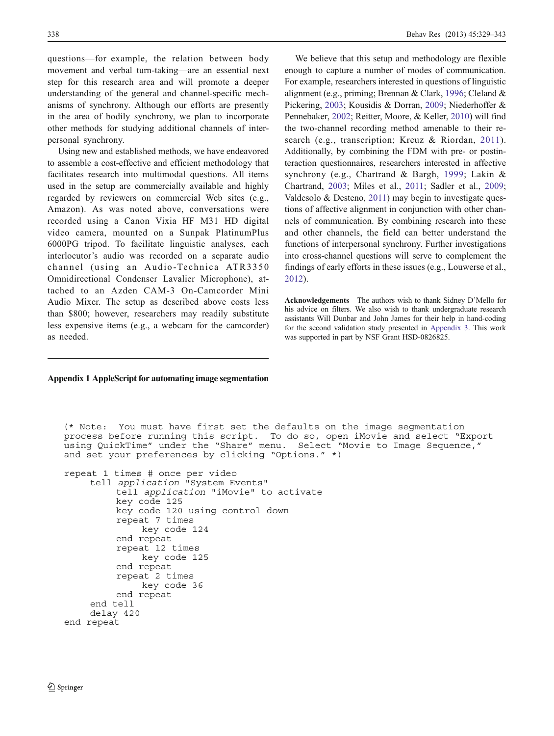questions—for example, the relation between body movement and verbal turn-taking—are an essential next step for this research area and will promote a deeper understanding of the general and channel-specific mechanisms of synchrony. Although our efforts are presently in the area of bodily synchrony, we plan to incorporate other methods for studying additional channels of interpersonal synchrony.

Using new and established methods, we have endeavored to assemble a cost-effective and efficient methodology that facilitates research into multimodal questions. All items used in the setup are commercially available and highly regarded by reviewers on commercial Web sites (e.g., Amazon). As was noted above, conversations were recorded using a Canon Vixia HF M31 HD digital video camera, mounted on a Sunpak PlatinumPlus 6000PG tripod. To facilitate linguistic analyses, each interlocutor's audio was recorded on a separate audio channel (using an Audio-Technica ATR3350 Omnidirectional Condenser Lavalier Microphone), attached to an Azden CAM-3 On-Camcorder Mini Audio Mixer. The setup as described above costs less than \$800; however, researchers may readily substitute less expensive items (e.g., a webcam for the camcorder) as needed.

We believe that this setup and methodology are flexible enough to capture a number of modes of communication. For example, researchers interested in questions of linguistic alignment (e.g., priming; Brennan & Clark, 1996; Cleland & Pickering, 2003; Kousidis & Dorran, 2009; Niederhoffer & Pennebaker, 2002; Reitter, Moore, & Keller, 2010) will find the two-channel recording method amenable to their research (e.g., transcription; Kreuz & Riordan, 2011). Additionally, by combining the FDM with pre- or postinteraction questionnaires, researchers interested in affective synchrony (e.g., Chartrand & Bargh, 1999; Lakin & Chartrand, 2003; Miles et al., 2011; Sadler et al., 2009; Valdesolo & Desteno, 2011) may begin to investigate questions of affective alignment in conjunction with other channels of communication. By combining research into these and other channels, the field can better understand the functions of interpersonal synchrony. Further investigations into cross-channel questions will serve to complement the findings of early efforts in these issues (e.g., Louwerse et al., 2012).

**Acknowledgements** The authors wish to thank Sidney D'Mello for his advice on filters. We also wish to thank undergraduate research assistants Will Dunbar and John James for their help in hand-coding for the second validation study presented in Appendix 3. This work was supported in part by NSF Grant HSD-0826825.

## Appendix 1 AppleScript for automating image segmentation

```
(* Note:  You must have first set the defaults on the image segmentation
process before running this script.  To do so, open iMovie and select "Export
using QuickTime" under the "Share" menu.  Select "Movie to Image Sequence,"
and set your preferences by clicking "Options." *)

repeat 1 times # once per video
     tell application "System Events"
          tell application "iMovie" to activate
          key code 125
          key code 120 using control down
          repeat 7 times
               key code 124
          end repeat
          repeat 12 times
               key code 125
          end repeat
          repeat 2 times
               key code 36
          end repeat
     end tell
     delay 420
end repeat
```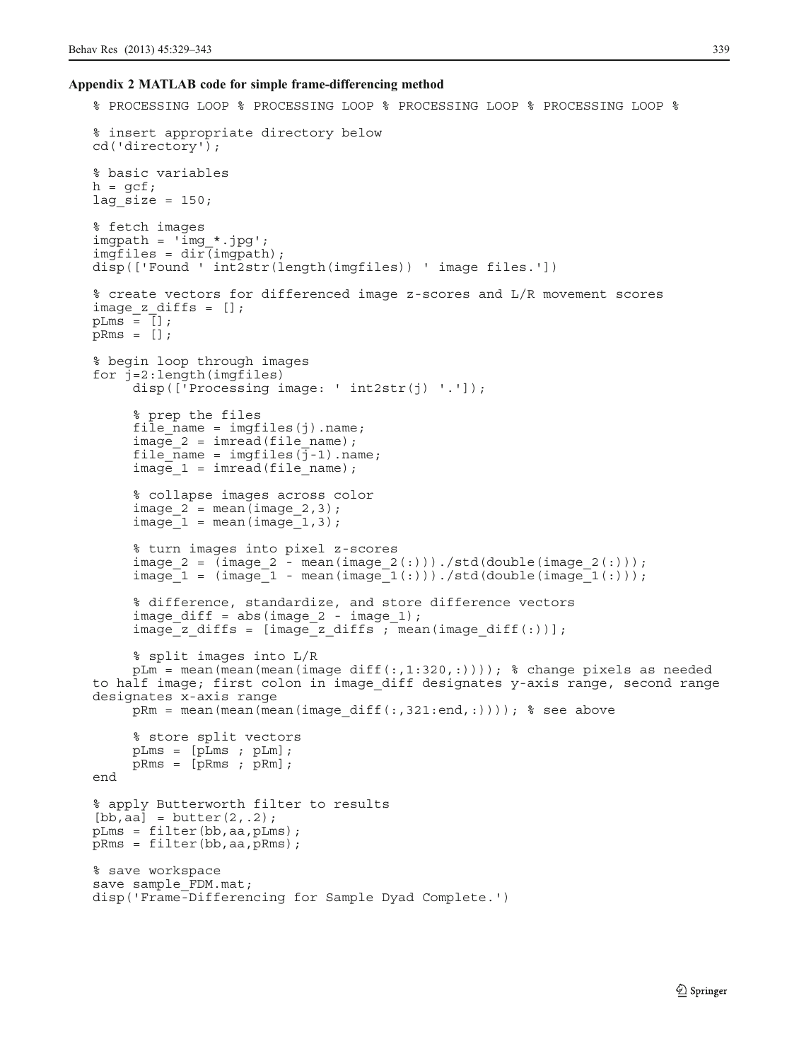## Appendix 2 MATLAB code for simple frame-differencing method

```
% PROCESSING LOOP % PROCESSING LOOP % PROCESSING LOOP % PROCESSING LOOP %

% insert appropriate directory below
cd('directory');

% basic variables
h = gcf;
lag_size = 150;

% fetch images
imgpath = 'img_*.jpg';
imgfiles = dir(imgpath);
disp(['Found ' int2str(length(imgfiles)) ' image files.'])

% create vectors for differenced image z-scores and L/R movement scores
image_z_diffs = [];
pLms = [];
pRms = [];

% begin loop through images
for j=2:length(imgfiles)
     disp(['Processing image: ' int2str(j) '.']);

     % prep the files
     file_name = imgfiles(j).name;
     image_2 = imread(file_name);
     file_name = imgfiles(j-1).name;
     image_1 = imread(file_name);

     % collapse images across color
     image_2 = mean(image_2,3);
     image_1 = mean(image_1,3);

     % turn images into pixel z-scores
     image_2 = (image_2 - mean(image_2(:)))./std(double(image_2(:)));
     image_1 = (image_1 - mean(image_1(:)))./std(double(image_1(:)));

     % difference, standardize, and store difference vectors
     image_diff = abs(image_2 - image_1);
     image_z_diffs = [image_z_diffs ; mean(image_diff(:))];

     % split images into L/R
     pLm = mean(mean(mean(image diff(:,1:320,:)))); % change pixels as needed
to half image; first colon in image_diff designates y-axis range, second range
designates x-axis range
     pRm = mean(mean(mean(image_diff(:,321:end,:)))); % see above

     % store split vectors
     pLms = [pLms ; pLm];
     pRms = [pRms ; pRm];
end

% apply Butterworth filter to results
[bb,aa] = butter(2,.2);
pLms = filter(bb,aa,pLms);
pRms = filter(bb,aa,pRms);

% save workspace
save sample_FDM.mat;
disp('Frame-Differencing for Sample Dyad Complete.')
```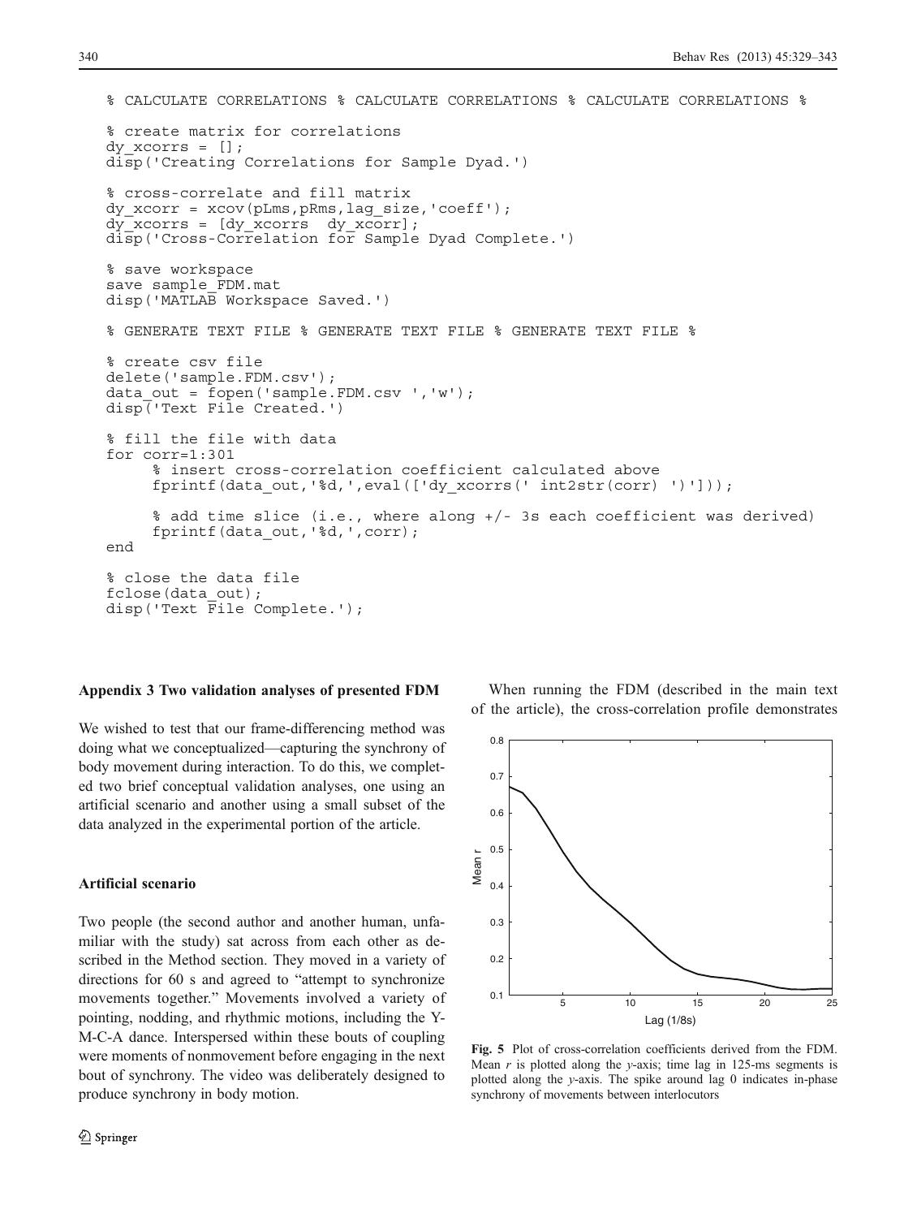```
% CALCULATE CORRELATIONS % CALCULATE CORRELATIONS % CALCULATE CORRELATIONS %

% create matrix for correlations
dy_xcorrs = [];
disp('Creating Correlations for Sample Dyad.')

% cross-correlate and fill matrix
dy_xcorr = xcov(pLms,pRms,lag_size,'coeff');
dy_xcorrs = [dy_xcorrs  dy_xcorr];
disp('Cross-Correlation for Sample Dyad Complete.')

% save workspace
save sample_FDM.mat
disp('MATLAB Workspace Saved.')

% GENERATE TEXT FILE % GENERATE TEXT FILE % GENERATE TEXT FILE %

% create csv file
delete('sample.FDM.csv');
data_out = fopen('sample.FDM.csv ','w');
disp('Text File Created.')

% fill the file with data
for corr=1:301
     % insert cross-correlation coefficient calculated above
     fprintf(data_out,'%d,',eval(['dy_xcorrs(' int2str(corr) ')']));

     % add time slice (i.e., where along +/- 3s each coefficient was derived)
     fprintf(data_out,'%d,',corr);
end

% close the data file
fclose(data_out);
disp('Text File Complete.');
```

### Appendix 3 Two validation analyses of presented FDM

We wished to test that our frame-differencing method was doing what we conceptualized—capturing the synchrony of body movement during interaction. To do this, we completed two brief conceptual validation analyses, one using an artificial scenario and another using a small subset of the data analyzed in the experimental portion of the article.

#### Artificial scenario

Two people (the second author and another human, unfamiliar with the study) sat across from each other as described in the Method section. They moved in a variety of directions for 60 s and agreed to "attempt to synchronize movements together." Movements involved a variety of pointing, nodding, and rhythmic motions, including the Y-M-C-A dance. Interspersed within these bouts of coupling were moments of nonmovement before engaging in the next bout of synchrony. The video was deliberately designed to produce synchrony in body motion.

When running the FDM (described in the main text of the article), the cross-correlation profile demonstrates

**Fig. 5** Plot of cross-correlation coefficients derived from the FDM. Mean $r$ is plotted along the $y$-axis; time lag in 125-ms segments is plotted along the $y$-axis. The spike around lag 0 indicates in-phase synchrony of movements between interlocutors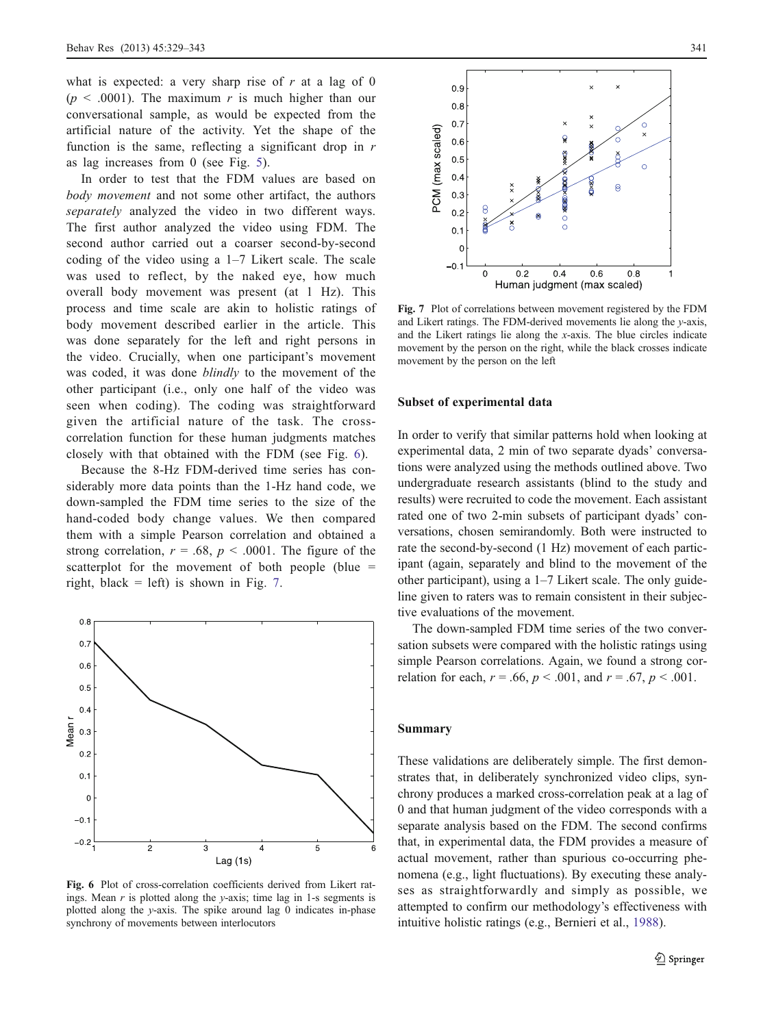what is expected: a very sharp rise of $r$ at a lag of 0 ($p < .0001$). The maximum $r$ is much higher than our conversational sample, as would be expected from the artificial nature of the activity. Yet the shape of the function is the same, reflecting a significant drop in $r$ as lag increases from 0 (see Fig. 5).

In order to test that the FDM values are based on *body movement* and not some other artifact, the authors *separately* analyzed the video in two different ways. The first author analyzed the video using FDM. The second author carried out a coarser second-by-second coding of the video using a 1–7 Likert scale. The scale was used to reflect, by the naked eye, how much overall body movement was present (at 1 Hz). This process and time scale are akin to holistic ratings of body movement described earlier in the article. This was done separately for the left and right persons in the video. Crucially, when one participant's movement was coded, it was done *blindly* to the movement of the other participant (i.e., only one half of the video was seen when coding). The coding was straightforward given the artificial nature of the task. The cross-correlation function for these human judgments matches closely with that obtained with the FDM (see Fig. 6).

Because the 8-Hz FDM-derived time series has considerably more data points than the 1-Hz hand code, we down-sampled the FDM time series to the size of the hand-coded body change values. We then compared them with a simple Pearson correlation and obtained a strong correlation, $r = .68$, $p < .0001$. The figure of the scatterplot for the movement of both people (blue = right, black = left) is shown in Fig. 7.

Fig. 6 Plot of cross-correlation coefficients derived from Likert ratings. Mean $r$ is plotted along the $y$-axis; time lag in 1-s segments is plotted along the $y$-axis. The spike around lag 0 indicates in-phase synchrony of movements between interlocutors

Fig. 7 Plot of correlations between movement registered by the FDM and Likert ratings. The FDM-derived movements lie along the $y$-axis, and the Likert ratings lie along the $x$-axis. The blue circles indicate movement by the person on the right, while the black crosses indicate movement by the person on the left

### Subset of experimental data

In order to verify that similar patterns hold when looking at experimental data, 2 min of two separate dyads' conversations were analyzed using the methods outlined above. Two undergraduate research assistants (blind to the study and results) were recruited to code the movement. Each assistant rated one of two 2-min subsets of participant dyads' conversations, chosen semirandomly. Both were instructed to rate the second-by-second (1 Hz) movement of each participant (again, separately and blind to the movement of the other participant), using a 1–7 Likert scale. The only guideline given to raters was to remain consistent in their subjective evaluations of the movement.

The down-sampled FDM time series of the two conversation subsets were compared with the holistic ratings using simple Pearson correlations. Again, we found a strong correlation for each, $r = .66$, $p < .001$, and $r = .67$, $p < .001$.

## Summary

These validations are deliberately simple. The first demonstrates that, in deliberately synchronized video clips, synchrony produces a marked cross-correlation peak at a lag of 0 and that human judgment of the video corresponds with a separate analysis based on the FDM. The second confirms that, in experimental data, the FDM provides a measure of actual movement, rather than spurious co-occurring phenomena (e.g., light fluctuations). By executing these analyses as straightforwardly and simply as possible, we attempted to confirm our methodology's effectiveness with intuitive holistic ratings (e.g., Bernieri et al., 1988).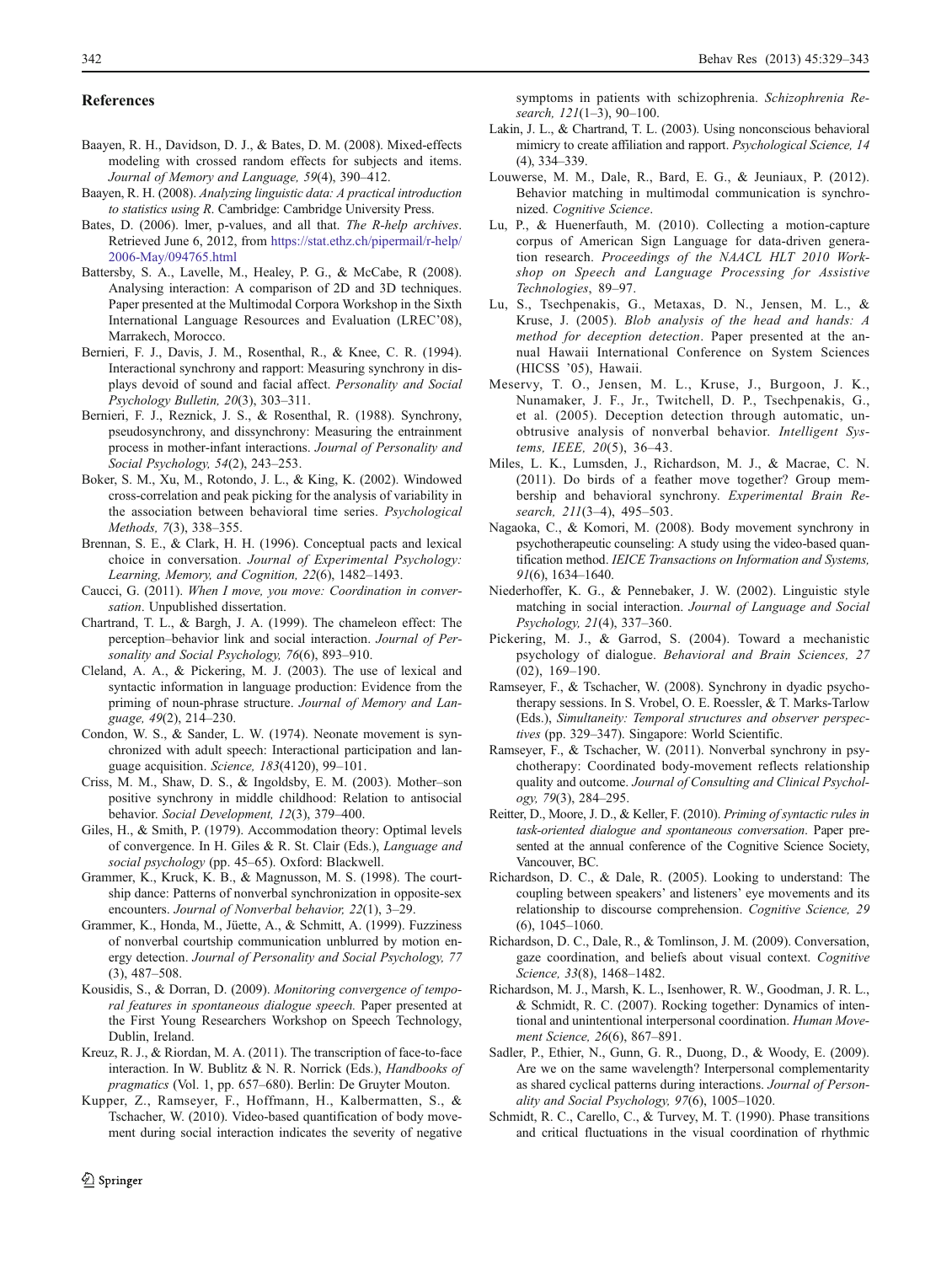## References

Baayen, R. H., Davidson, D. J., & Bates, D. M. (2008). Mixed-effects modeling with crossed random effects for subjects and items. *Journal of Memory and Language, 59*(4), 390–412.

Baayen, R. H. (2008). *Analyzing linguistic data: A practical introduction to statistics using R*. Cambridge: Cambridge University Press.

Bates, D. (2006). lmer, p-values, and all that. *The R-help archives*. Retrieved June 6, 2012, from https://stat.ethz.ch/pipermail/r-help/2006-May/094765.html

Battersby, S. A., Lavelle, M., Healey, P. G., & McCabe, R (2008). Analysing interaction: A comparison of 2D and 3D techniques. Paper presented at the Multimodal Corpora Workshop in the Sixth International Language Resources and Evaluation (LREC'08), Marrakech, Morocco.

Bernieri, F. J., Davis, J. M., Rosenthal, R., & Knee, C. R. (1994). Interactional synchrony and rapport: Measuring synchrony in displays devoid of sound and facial affect. *Personality and Social Psychology Bulletin, 20*(3), 303–311.

Bernieri, F. J., Reznick, J. S., & Rosenthal, R. (1988). Synchrony, pseudosynchrony, and dissynchrony: Measuring the entrainment process in mother-infant interactions. *Journal of Personality and Social Psychology, 54*(2), 243–253.

Boker, S. M., Xu, M., Rotondo, J. L., & King, K. (2002). Windowed cross-correlation and peak picking for the analysis of variability in the association between behavioral time series. *Psychological Methods, 7*(3), 338–355.

Brennan, S. E., & Clark, H. H. (1996). Conceptual pacts and lexical choice in conversation. *Journal of Experimental Psychology: Learning, Memory, and Cognition, 22*(6), 1482–1493.

Caucci, G. (2011). *When I move, you move: Coordination in conversation*. Unpublished dissertation.

Chartrand, T. L., & Bargh, J. A. (1999). The chameleon effect: The perception–behavior link and social interaction. *Journal of Personality and Social Psychology, 76*(6), 893–910.

Cleland, A. A., & Pickering, M. J. (2003). The use of lexical and syntactic information in language production: Evidence from the priming of noun-phrase structure. *Journal of Memory and Language, 49*(2), 214–230.

Condon, W. S., & Sander, L. W. (1974). Neonate movement is synchronized with adult speech: Interactional participation and language acquisition. *Science, 183*(4120), 99–101.

Criss, M. M., Shaw, D. S., & Ingoldsby, E. M. (2003). Mother–son positive synchrony in middle childhood: Relation to antisocial behavior. *Social Development, 12*(3), 379–400.

Giles, H., & Smith, P. (1979). Accommodation theory: Optimal levels of convergence. In H. Giles & R. St. Clair (Eds.), *Language and social psychology* (pp. 45–65). Oxford: Blackwell.

Grammer, K., Kruck, K. B., & Magnusson, M. S. (1998). The courtship dance: Patterns of nonverbal synchronization in opposite-sex encounters. *Journal of Nonverbal behavior, 22*(1), 3–29.

Grammer, K., Honda, M., Jüette, A., & Schmitt, A. (1999). Fuzziness of nonverbal courtship communication unblurred by motion energy detection. *Journal of Personality and Social Psychology, 77* (3), 487–508.

Kousidis, S., & Dorran, D. (2009). *Monitoring convergence of temporal features in spontaneous dialogue speech.* Paper presented at the First Young Researchers Workshop on Speech Technology, Dublin, Ireland.

Kreuz, R. J., & Riordan, M. A. (2011). The transcription of face-to-face interaction. In W. Bublitz & N. R. Norrick (Eds.), *Handbooks of pragmatics* (Vol. 1, pp. 657–680). Berlin: De Gruyter Mouton.

Kupper, Z., Ramseyer, F., Hoffmann, H., Kalbermatten, S., & Tschacher, W. (2010). Video-based quantification of body movement during social interaction indicates the severity of negative symptoms in patients with schizophrenia. *Schizophrenia Research, 121*(1–3), 90–100.

Lakin, J. L., & Chartrand, T. L. (2003). Using nonconscious behavioral mimicry to create affiliation and rapport. *Psychological Science, 14* (4), 334–339.

Louwerse, M. M., Dale, R., Bard, E. G., & Jeuniaux, P. (2012). Behavior matching in multimodal communication is synchronized. *Cognitive Science*.

Lu, P., & Huenerfauth, M. (2010). Collecting a motion-capture corpus of American Sign Language for data-driven generation research. *Proceedings of the NAACL HLT 2010 Workshop on Speech and Language Processing for Assistive Technologies*, 89–97.

Lu, S., Tsechpenakis, G., Metaxas, D. N., Jensen, M. L., & Kruse, J. (2005). *Blob analysis of the head and hands: A method for deception detection*. Paper presented at the annual Hawaii International Conference on System Sciences (HICSS '05), Hawaii.

Meservy, T. O., Jensen, M. L., Kruse, J., Burgoon, J. K., Nunamaker, J. F., Jr., Twitchell, D. P., Tsechpenakis, G., et al. (2005). Deception detection through automatic, unobtrusive analysis of nonverbal behavior. *Intelligent Systems, IEEE, 20*(5), 36–43.

Miles, L. K., Lumsden, J., Richardson, M. J., & Macrae, C. N. (2011). Do birds of a feather move together? Group membership and behavioral synchrony. *Experimental Brain Research, 211*(3–4), 495–503.

Nagaoka, C., & Komori, M. (2008). Body movement synchrony in psychotherapeutic counseling: A study using the video-based quantification method. *IEICE Transactions on Information and Systems, 91*(6), 1634–1640.

Niederhoffer, K. G., & Pennebaker, J. W. (2002). Linguistic style matching in social interaction. *Journal of Language and Social Psychology, 21*(4), 337–360.

Pickering, M. J., & Garrod, S. (2004). Toward a mechanistic psychology of dialogue. *Behavioral and Brain Sciences, 27* (02), 169–190.

Ramseyer, F., & Tschacher, W. (2008). Synchrony in dyadic psychotherapy sessions. In S. Vrobel, O. E. Roessler, & T. Marks-Tarlow (Eds.), *Simultaneity: Temporal structures and observer perspectives* (pp. 329–347). Singapore: World Scientific.

Ramseyer, F., & Tschacher, W. (2011). Nonverbal synchrony in psychotherapy: Coordinated body-movement reflects relationship quality and outcome. *Journal of Consulting and Clinical Psychology, 79*(3), 284–295.

Reitter, D., Moore, J. D., & Keller, F. (2010). *Priming of syntactic rules in task-oriented dialogue and spontaneous conversation*. Paper presented at the annual conference of the Cognitive Science Society, Vancouver, BC.

Richardson, D. C., & Dale, R. (2005). Looking to understand: The coupling between speakers' and listeners' eye movements and its relationship to discourse comprehension. *Cognitive Science, 29* (6), 1045–1060.

Richardson, D. C., Dale, R., & Tomlinson, J. M. (2009). Conversation, gaze coordination, and beliefs about visual context. *Cognitive Science, 33*(8), 1468–1482.

Richardson, M. J., Marsh, K. L., Isenhower, R. W., Goodman, J. R. L., & Schmidt, R. C. (2007). Rocking together: Dynamics of intentional and unintentional interpersonal coordination. *Human Movement Science, 26*(6), 867–891.

Sadler, P., Ethier, N., Gunn, G. R., Duong, D., & Woody, E. (2009). Are we on the same wavelength? Interpersonal complementarity as shared cyclical patterns during interactions. *Journal of Personality and Social Psychology, 97*(6), 1005–1020.

Schmidt, R. C., Carello, C., & Turvey, M. T. (1990). Phase transitions and critical fluctuations in the visual coordination of rhythmic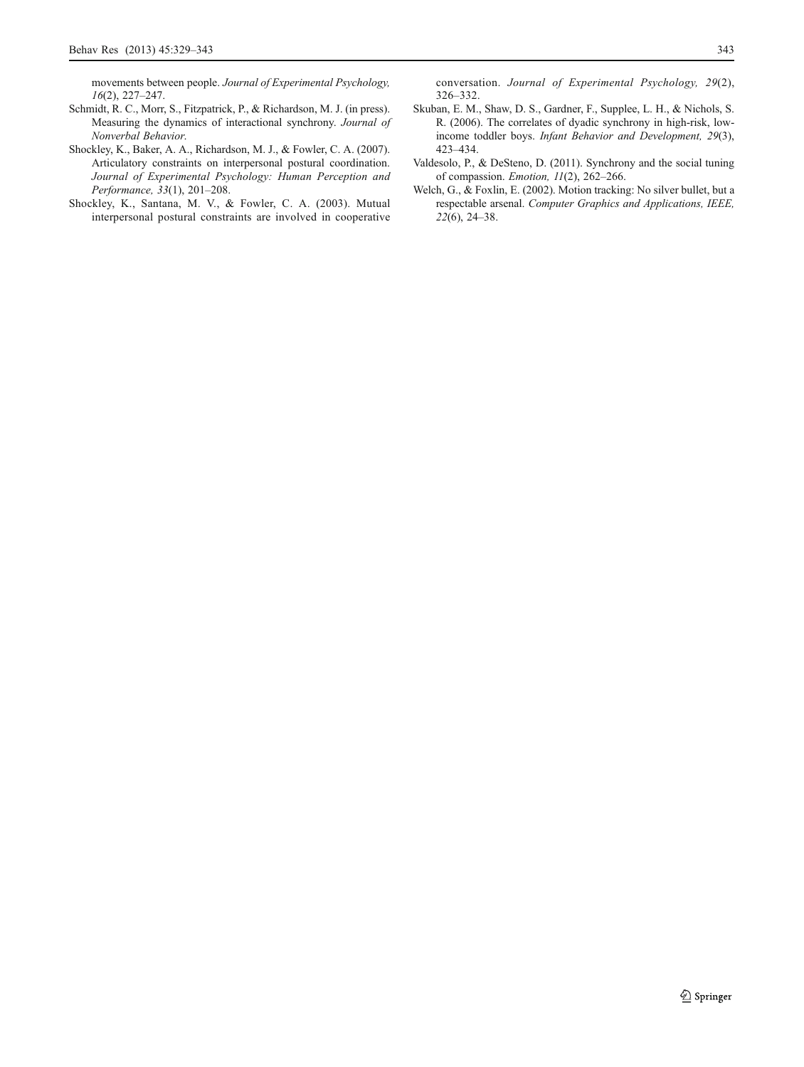movements between people. *Journal of Experimental Psychology, 16*(2), 227–247.

Schmidt, R. C., Morr, S., Fitzpatrick, P., & Richardson, M. J. (in press). Measuring the dynamics of interactional synchrony. *Journal of Nonverbal Behavior.*

Shockley, K., Baker, A. A., Richardson, M. J., & Fowler, C. A. (2007). Articulatory constraints on interpersonal postural coordination. *Journal of Experimental Psychology: Human Perception and Performance, 33*(1), 201–208.

Shockley, K., Santana, M. V., & Fowler, C. A. (2003). Mutual interpersonal postural constraints are involved in cooperative conversation. *Journal of Experimental Psychology, 29*(2), 326–332.

Skuban, E. M., Shaw, D. S., Gardner, F., Supplee, L. H., & Nichols, S. R. (2006). The correlates of dyadic synchrony in high-risk, low-income toddler boys. *Infant Behavior and Development, 29*(3), 423–434.

Valdesolo, P., & DeSteno, D. (2011). Synchrony and the social tuning of compassion. *Emotion, 11*(2), 262–266.

Welch, G., & Foxlin, E. (2002). Motion tracking: No silver bullet, but a respectable arsenal. *Computer Graphics and Applications, IEEE, 22*(6), 24–38.